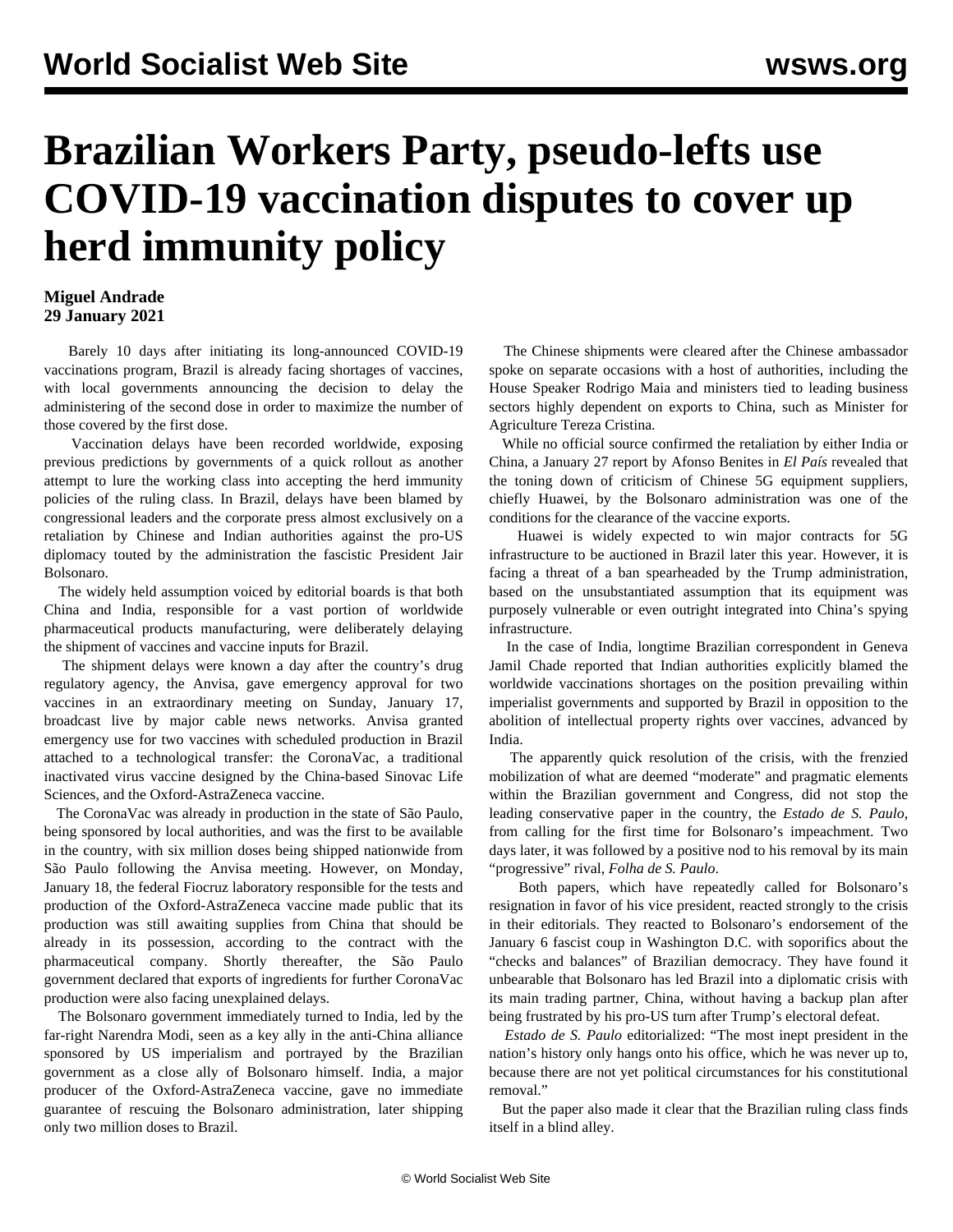# Brazilian Workers Party, pseudo-lefts use COVID-19 vaccination disputes to cover up herd immunity policy

**Miguel Andrade**
**29 January 2021**

Barely 10 days after initiating its long-announced COVID-19 vaccinations program, Brazil is already facing shortages of vaccines, with local governments announcing the decision to delay the administering of the second dose in order to maximize the number of those covered by the first dose.

Vaccination delays have been recorded worldwide, exposing previous predictions by governments of a quick rollout as another attempt to lure the working class into accepting the herd immunity policies of the ruling class. In Brazil, delays have been blamed by congressional leaders and the corporate press almost exclusively on a retaliation by Chinese and Indian authorities against the pro-US diplomacy touted by the administration the fascistic President Jair Bolsonaro.

The widely held assumption voiced by editorial boards is that both China and India, responsible for a vast portion of worldwide pharmaceutical products manufacturing, were deliberately delaying the shipment of vaccines and vaccine inputs for Brazil.

The shipment delays were known a day after the country's drug regulatory agency, the Anvisa, gave emergency approval for two vaccines in an extraordinary meeting on Sunday, January 17, broadcast live by major cable news networks. Anvisa granted emergency use for two vaccines with scheduled production in Brazil attached to a technological transfer: the CoronaVac, a traditional inactivated virus vaccine designed by the China-based Sinovac Life Sciences, and the Oxford-AstraZeneca vaccine.

The CoronaVac was already in production in the state of São Paulo, being sponsored by local authorities, and was the first to be available in the country, with six million doses being shipped nationwide from São Paulo following the Anvisa meeting. However, on Monday, January 18, the federal Fiocruz laboratory responsible for the tests and production of the Oxford-AstraZeneca vaccine made public that its production was still awaiting supplies from China that should be already in its possession, according to the contract with the pharmaceutical company. Shortly thereafter, the São Paulo government declared that exports of ingredients for further CoronaVac production were also facing unexplained delays.

The Bolsonaro government immediately turned to India, led by the far-right Narendra Modi, seen as a key ally in the anti-China alliance sponsored by US imperialism and portrayed by the Brazilian government as a close ally of Bolsonaro himself. India, a major producer of the Oxford-AstraZeneca vaccine, gave no immediate guarantee of rescuing the Bolsonaro administration, later shipping only two million doses to Brazil.

The Chinese shipments were cleared after the Chinese ambassador spoke on separate occasions with a host of authorities, including the House Speaker Rodrigo Maia and ministers tied to leading business sectors highly dependent on exports to China, such as Minister for Agriculture Tereza Cristina.

While no official source confirmed the retaliation by either India or China, a January 27 report by Afonso Benites in *El País* revealed that the toning down of criticism of Chinese 5G equipment suppliers, chiefly Huawei, by the Bolsonaro administration was one of the conditions for the clearance of the vaccine exports.

Huawei is widely expected to win major contracts for 5G infrastructure to be auctioned in Brazil later this year. However, it is facing a threat of a ban spearheaded by the Trump administration, based on the unsubstantiated assumption that its equipment was purposely vulnerable or even outright integrated into China's spying infrastructure.

In the case of India, longtime Brazilian correspondent in Geneva Jamil Chade reported that Indian authorities explicitly blamed the worldwide vaccinations shortages on the position prevailing within imperialist governments and supported by Brazil in opposition to the abolition of intellectual property rights over vaccines, advanced by India.

The apparently quick resolution of the crisis, with the frenzied mobilization of what are deemed "moderate" and pragmatic elements within the Brazilian government and Congress, did not stop the leading conservative paper in the country, the *Estado de S. Paulo*, from calling for the first time for Bolsonaro's impeachment. Two days later, it was followed by a positive nod to his removal by its main "progressive" rival, *Folha de S. Paulo*.

Both papers, which have repeatedly called for Bolsonaro's resignation in favor of his vice president, reacted strongly to the crisis in their editorials. They reacted to Bolsonaro's endorsement of the January 6 fascist coup in Washington D.C. with soporifics about the "checks and balances" of Brazilian democracy. They have found it unbearable that Bolsonaro has led Brazil into a diplomatic crisis with its main trading partner, China, without having a backup plan after being frustrated by his pro-US turn after Trump's electoral defeat.

*Estado de S. Paulo* editorialized: "The most inept president in the nation's history only hangs onto his office, which he was never up to, because there are not yet political circumstances for his constitutional removal."

But the paper also made it clear that the Brazilian ruling class finds itself in a blind alley.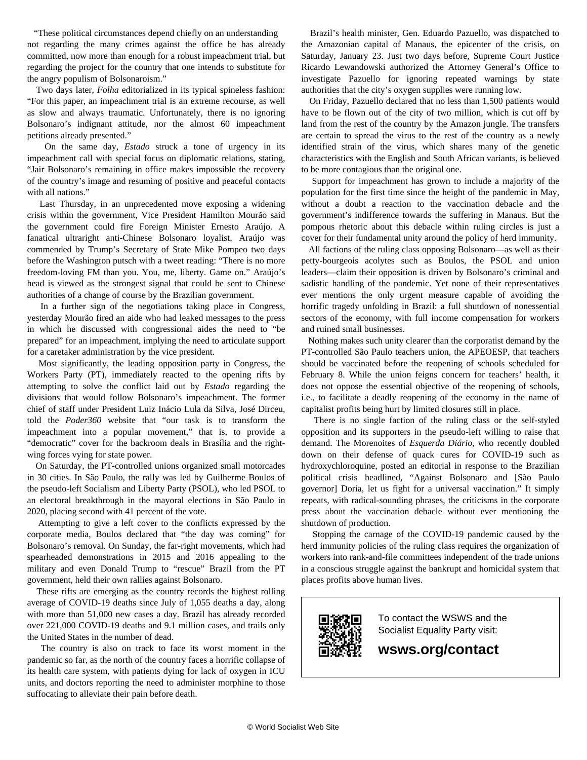“These political circumstances depend chiefly on an understanding not regarding the many crimes against the office he has already committed, now more than enough for a robust impeachment trial, but regarding the project for the country that one intends to substitute for the angry populism of Bolsonaroism.”

Two days later, *Folha* editorialized in its typical spineless fashion: “For this paper, an impeachment trial is an extreme recourse, as well as slow and always traumatic. Unfortunately, there is no ignoring Bolsonaro’s indignant attitude, nor the almost 60 impeachment petitions already presented.”

On the same day, *Estado* struck a tone of urgency in its impeachment call with special focus on diplomatic relations, stating, “Jair Bolsonaro’s remaining in office makes impossible the recovery of the country’s image and resuming of positive and peaceful contacts with all nations.”

Last Thursday, in an unprecedented move exposing a widening crisis within the government, Vice President Hamilton Mourão said the government could fire Foreign Minister Ernesto Araújo. A fanatical ultraright anti-Chinese Bolsonaro loyalist, Araújo was commended by Trump’s Secretary of State Mike Pompeo two days before the Washington putsch with a tweet reading: “There is no more freedom-loving FM than you. You, me, liberty. Game on.” Araújo’s head is viewed as the strongest signal that could be sent to Chinese authorities of a change of course by the Brazilian government.

In a further sign of the negotiations taking place in Congress, yesterday Mourão fired an aide who had leaked messages to the press in which he discussed with congressional aides the need to “be prepared” for an impeachment, implying the need to articulate support for a caretaker administration by the vice president.

Most significantly, the leading opposition party in Congress, the Workers Party (PT), immediately reacted to the opening rifts by attempting to solve the conflict laid out by *Estado* regarding the divisions that would follow Bolsonaro’s impeachment. The former chief of staff under President Luiz Inácio Lula da Silva, José Dirceu, told the *Poder360* website that “our task is to transform the impeachment into a popular movement,” that is, to provide a “democratic” cover for the backroom deals in Brasília and the right-wing forces vying for state power.

On Saturday, the PT-controlled unions organized small motorcades in 30 cities. In São Paulo, the rally was led by Guilherme Boulos of the pseudo-left Socialism and Liberty Party (PSOL), who led PSOL to an electoral breakthrough in the mayoral elections in São Paulo in 2020, placing second with 41 percent of the vote.

Attempting to give a left cover to the conflicts expressed by the corporate media, Boulos declared that “the day was coming” for Bolsonaro’s removal. On Sunday, the far-right movements, which had spearheaded demonstrations in 2015 and 2016 appealing to the military and even Donald Trump to “rescue” Brazil from the PT government, held their own rallies against Bolsonaro.

These rifts are emerging as the country records the highest rolling average of COVID-19 deaths since July of 1,055 deaths a day, along with more than 51,000 new cases a day. Brazil has already recorded over 221,000 COVID-19 deaths and 9.1 million cases, and trails only the United States in the number of dead.

The country is also on track to face its worst moment in the pandemic so far, as the north of the country faces a horrific collapse of its health care system, with patients dying for lack of oxygen in ICU units, and doctors reporting the need to administer morphine to those suffocating to alleviate their pain before death.

Brazil’s health minister, Gen. Eduardo Pazuello, was dispatched to the Amazonian capital of Manaus, the epicenter of the crisis, on Saturday, January 23. Just two days before, Supreme Court Justice Ricardo Lewandowski authorized the Attorney General’s Office to investigate Pazuello for ignoring repeated warnings by state authorities that the city’s oxygen supplies were running low.

On Friday, Pazuello declared that no less than 1,500 patients would have to be flown out of the city of two million, which is cut off by land from the rest of the country by the Amazon jungle. The transfers are certain to spread the virus to the rest of the country as a newly identified strain of the virus, which shares many of the genetic characteristics with the English and South African variants, is believed to be more contagious than the original one.

Support for impeachment has grown to include a majority of the population for the first time since the height of the pandemic in May, without a doubt a reaction to the vaccination debacle and the government’s indifference towards the suffering in Manaus. But the pompous rhetoric about this debacle within ruling circles is just a cover for their fundamental unity around the policy of herd immunity.

All factions of the ruling class opposing Bolsonaro—as well as their petty-bourgeois acolytes such as Boulos, the PSOL and union leaders—claim their opposition is driven by Bolsonaro’s criminal and sadistic handling of the pandemic. Yet none of their representatives ever mentions the only urgent measure capable of avoiding the horrific tragedy unfolding in Brazil: a full shutdown of nonessential sectors of the economy, with full income compensation for workers and ruined small businesses.

Nothing makes such unity clearer than the corporatist demand by the PT-controlled São Paulo teachers union, the APEOESP, that teachers should be vaccinated before the reopening of schools scheduled for February 8. While the union feigns concern for teachers’ health, it does not oppose the essential objective of the reopening of schools, i.e., to facilitate a deadly reopening of the economy in the name of capitalist profits being hurt by limited closures still in place.

There is no single faction of the ruling class or the self-styled opposition and its supporters in the pseudo-left willing to raise that demand. The Morenoites of *Esquerda Diário*, who recently doubled down on their defense of quack cures for COVID-19 such as hydroxychloroquine, posted an editorial in response to the Brazilian political crisis headlined, “Against Bolsonaro and [São Paulo governor] Doria, let us fight for a universal vaccination.” It simply repeats, with radical-sounding phrases, the criticisms in the corporate press about the vaccination debacle without ever mentioning the shutdown of production.

Stopping the carnage of the COVID-19 pandemic caused by the herd immunity policies of the ruling class requires the organization of workers into rank-and-file committees independent of the trade unions in a conscious struggle against the bankrupt and homicidal system that places profits above human lives.

To contact the WSWS and the Socialist Equality Party visit:

**wsws.org/contact**